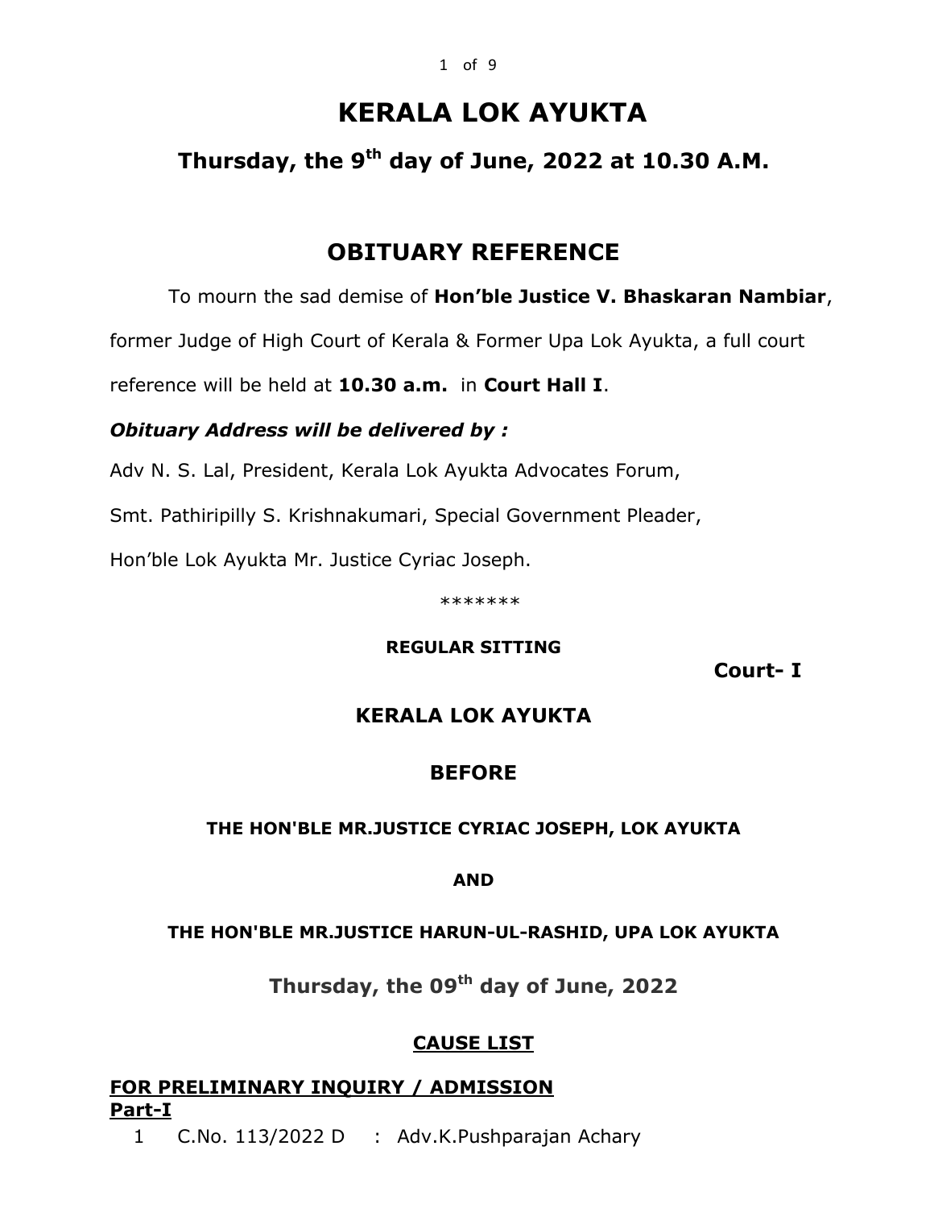# KERALA LOK AYUKTA

## Thursday, the 9th day of June, 2022 at 10.30 A.M.

## OBITUARY REFERENCE

To mourn the sad demise of **Hon'ble Justice V. Bhaskaran Nambiar**, former Judge of High Court of Kerala & Former Upa Lok Ayukta, a full court reference will be held at **10.30 a.m.** in **Court Hall I**.

***Obituary Address will be delivered by :***

Adv N. S. Lal, President, Kerala Lok Ayukta Advocates Forum,

Smt. Pathiripilly S. Krishnakumari, Special Government Pleader,

Hon'ble Lok Ayukta Mr. Justice Cyriac Joseph.

*******

**REGULAR SITTING**

**Court- I**

## KERALA LOK AYUKTA

## BEFORE

**THE HON'BLE MR.JUSTICE CYRIAC JOSEPH, LOK AYUKTA**

**AND**

**THE HON'BLE MR.JUSTICE HARUN-UL-RASHID, UPA LOK AYUKTA**

**Thursday, the 09th day of June, 2022**

## CAUSE LIST

**FOR PRELIMINARY INQUIRY / ADMISSION**
**Part-I**

1 C.No. 113/2022 D : Adv.K.Pushparajan Achary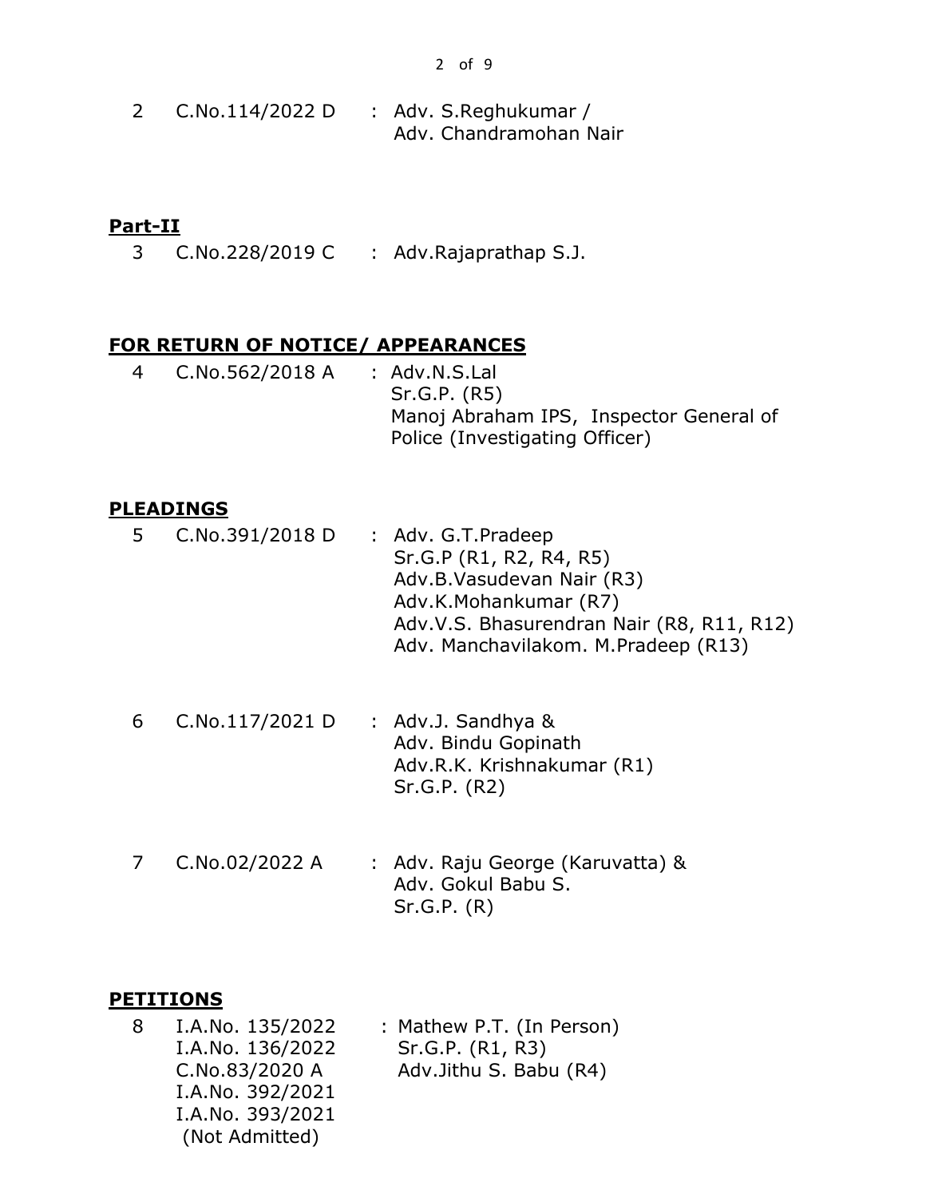2 C.No.114/2022 D : Adv. S.Reghukumar /
Adv. Chandramohan Nair

**Part-II**

3 C.No.228/2019 C : Adv.Rajaprathap S.J.

**FOR RETURN OF NOTICE/ APPEARANCES**

4 C.No.562/2018 A : Adv.N.S.Lal
Sr.G.P. (R5)
Manoj Abraham IPS, Inspector General of Police (Investigating Officer)

**PLEADINGS**

5 C.No.391/2018 D : Adv. G.T.Pradeep
Sr.G.P (R1, R2, R4, R5)
Adv.B.Vasudevan Nair (R3)
Adv.K.Mohankumar (R7)
Adv.V.S. Bhasurendran Nair (R8, R11, R12)
Adv. Manchavilakom. M.Pradeep (R13)

6 C.No.117/2021 D : Adv.J. Sandhya &
Adv. Bindu Gopinath
Adv.R.K. Krishnakumar (R1)
Sr.G.P. (R2)

7 C.No.02/2022 A : Adv. Raju George (Karuvatta) &
Adv. Gokul Babu S.
Sr.G.P. (R)

**PETITIONS**

8 I.A.No. 135/2022
I.A.No. 136/2022
C.No.83/2020 A
I.A.No. 392/2021
I.A.No. 393/2021
(Not Admitted)
: Mathew P.T. (In Person)
Sr.G.P. (R1, R3)
Adv.Jithu S. Babu (R4)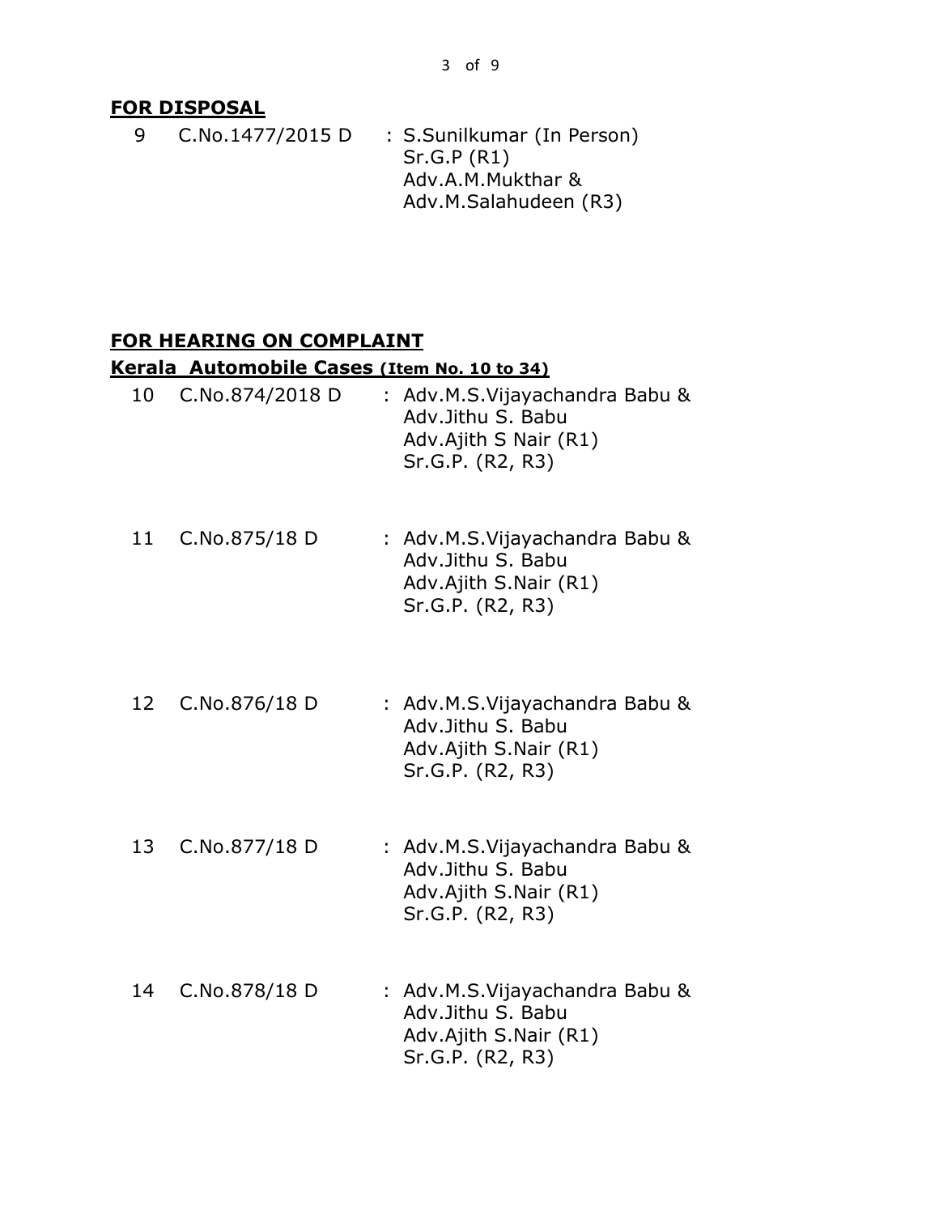## FOR DISPOSAL

9 C.No.1477/2015 D : S.Sunilkumar (In Person)
Sr.G.P (R1)
Adv.A.M.Mukthar &
Adv.M.Salahudeen (R3)

## FOR HEARING ON COMPLAINT

### Kerala Automobile Cases (Item No. 10 to 34)

10 C.No.874/2018 D : Adv.M.S.Vijayachandra Babu &
Adv.Jithu S. Babu
Adv.Ajith S Nair (R1)
Sr.G.P. (R2, R3)

11 C.No.875/18 D : Adv.M.S.Vijayachandra Babu &
Adv.Jithu S. Babu
Adv.Ajith S.Nair (R1)
Sr.G.P. (R2, R3)

12 C.No.876/18 D : Adv.M.S.Vijayachandra Babu &
Adv.Jithu S. Babu
Adv.Ajith S.Nair (R1)
Sr.G.P. (R2, R3)

13 C.No.877/18 D : Adv.M.S.Vijayachandra Babu &
Adv.Jithu S. Babu
Adv.Ajith S.Nair (R1)
Sr.G.P. (R2, R3)

14 C.No.878/18 D : Adv.M.S.Vijayachandra Babu &
Adv.Jithu S. Babu
Adv.Ajith S.Nair (R1)
Sr.G.P. (R2, R3)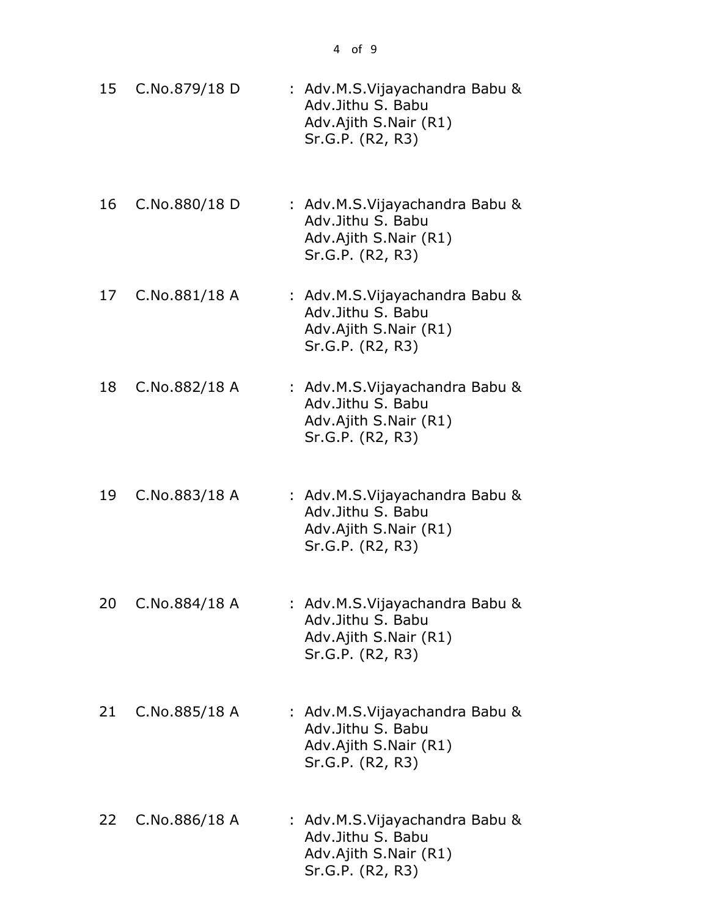| | | | |
|---|---|---|---|
| 15 | C.No.879/18 D | : | Adv.M.S.Vijayachandra Babu & Adv.Jithu S. Babu<br>Adv.Ajith S.Nair (R1)<br>Sr.G.P. (R2, R3) |
| 16 | C.No.880/18 D | : | Adv.M.S.Vijayachandra Babu & Adv.Jithu S. Babu<br>Adv.Ajith S.Nair (R1)<br>Sr.G.P. (R2, R3) |
| 17 | C.No.881/18 A | : | Adv.M.S.Vijayachandra Babu & Adv.Jithu S. Babu<br>Adv.Ajith S.Nair (R1)<br>Sr.G.P. (R2, R3) |
| 18 | C.No.882/18 A | : | Adv.M.S.Vijayachandra Babu & Adv.Jithu S. Babu<br>Adv.Ajith S.Nair (R1)<br>Sr.G.P. (R2, R3) |
| 19 | C.No.883/18 A | : | Adv.M.S.Vijayachandra Babu & Adv.Jithu S. Babu<br>Adv.Ajith S.Nair (R1)<br>Sr.G.P. (R2, R3) |
| 20 | C.No.884/18 A | : | Adv.M.S.Vijayachandra Babu & Adv.Jithu S. Babu<br>Adv.Ajith S.Nair (R1)<br>Sr.G.P. (R2, R3) |
| 21 | C.No.885/18 A | : | Adv.M.S.Vijayachandra Babu & Adv.Jithu S. Babu<br>Adv.Ajith S.Nair (R1)<br>Sr.G.P. (R2, R3) |
| 22 | C.No.886/18 A | : | Adv.M.S.Vijayachandra Babu & Adv.Jithu S. Babu<br>Adv.Ajith S.Nair (R1)<br>Sr.G.P. (R2, R3) |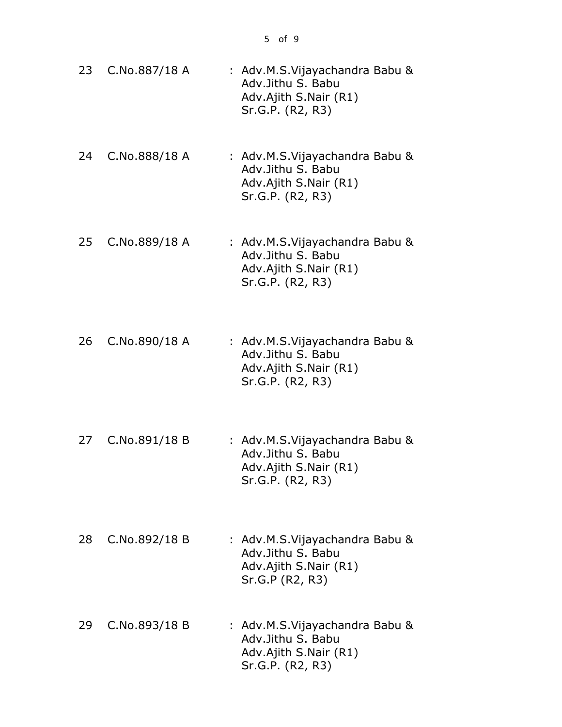| | | | |
|---|---|---|---|
| 23 | C.No.887/18 A | : | Adv.M.S.Vijayachandra Babu & Adv.Jithu S. Babu<br>Adv.Ajith S.Nair (R1)<br>Sr.G.P. (R2, R3) |
| 24 | C.No.888/18 A | : | Adv.M.S.Vijayachandra Babu & Adv.Jithu S. Babu<br>Adv.Ajith S.Nair (R1)<br>Sr.G.P. (R2, R3) |
| 25 | C.No.889/18 A | : | Adv.M.S.Vijayachandra Babu & Adv.Jithu S. Babu<br>Adv.Ajith S.Nair (R1)<br>Sr.G.P. (R2, R3) |
| 26 | C.No.890/18 A | : | Adv.M.S.Vijayachandra Babu & Adv.Jithu S. Babu<br>Adv.Ajith S.Nair (R1)<br>Sr.G.P. (R2, R3) |
| 27 | C.No.891/18 B | : | Adv.M.S.Vijayachandra Babu & Adv.Jithu S. Babu<br>Adv.Ajith S.Nair (R1)<br>Sr.G.P. (R2, R3) |
| 28 | C.No.892/18 B | : | Adv.M.S.Vijayachandra Babu & Adv.Jithu S. Babu<br>Adv.Ajith S.Nair (R1)<br>Sr.G.P (R2, R3) |
| 29 | C.No.893/18 B | : | Adv.M.S.Vijayachandra Babu & Adv.Jithu S. Babu<br>Adv.Ajith S.Nair (R1)<br>Sr.G.P. (R2, R3) |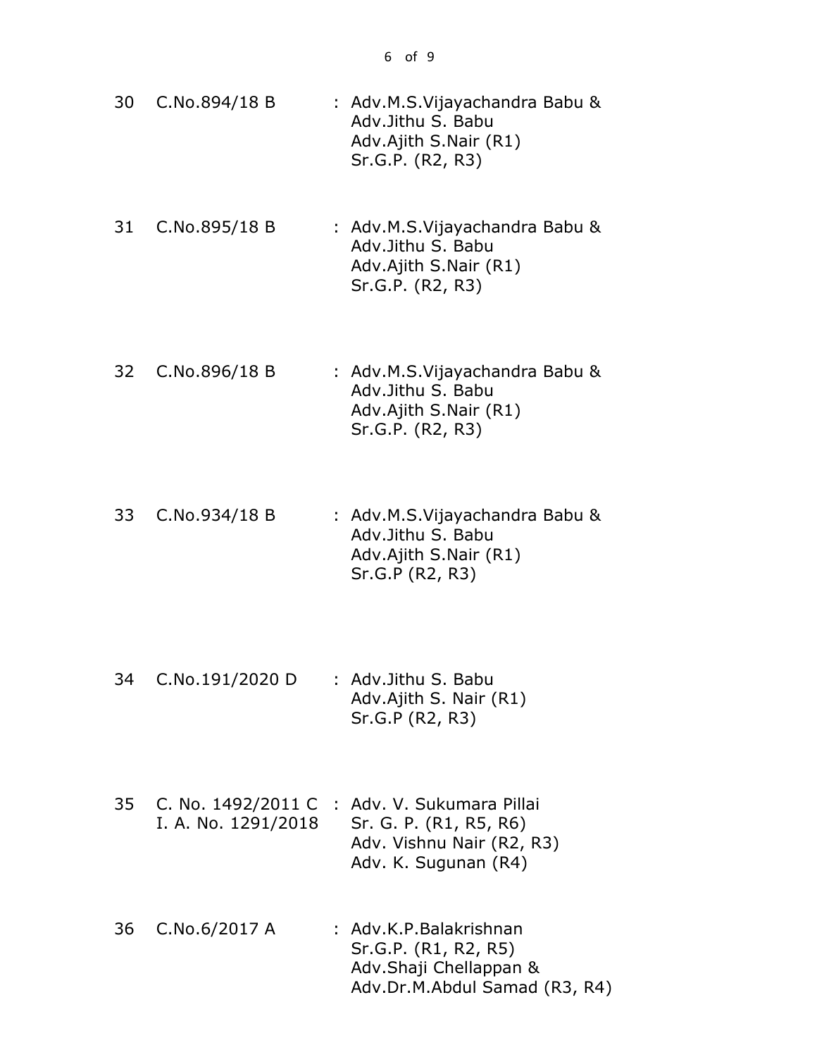| | | | |
|---|---|---|---|
| 30 | C.No.894/18 B | : | Adv.M.S.Vijayachandra Babu & Adv.Jithu S. Babu<br>Adv.Ajith S.Nair (R1)<br>Sr.G.P. (R2, R3) |
| 31 | C.No.895/18 B | : | Adv.M.S.Vijayachandra Babu & Adv.Jithu S. Babu<br>Adv.Ajith S.Nair (R1)<br>Sr.G.P. (R2, R3) |
| 32 | C.No.896/18 B | : | Adv.M.S.Vijayachandra Babu & Adv.Jithu S. Babu<br>Adv.Ajith S.Nair (R1)<br>Sr.G.P. (R2, R3) |
| 33 | C.No.934/18 B | : | Adv.M.S.Vijayachandra Babu & Adv.Jithu S. Babu<br>Adv.Ajith S.Nair (R1)<br>Sr.G.P (R2, R3) |
| 34 | C.No.191/2020 D | : | Adv.Jithu S. Babu<br>Adv.Ajith S. Nair (R1)<br>Sr.G.P (R2, R3) |
| 35 | C. No. 1492/2011 C<br>I. A. No. 1291/2018 | : | Adv. V. Sukumara Pillai<br>Sr. G. P. (R1, R5, R6)<br>Adv. Vishnu Nair (R2, R3)<br>Adv. K. Sugunan (R4) |
| 36 | C.No.6/2017 A | : | Adv.K.P.Balakrishnan<br>Sr.G.P. (R1, R2, R5)<br>Adv.Shaji Chellappan & Adv.Dr.M.Abdul Samad (R3, R4) |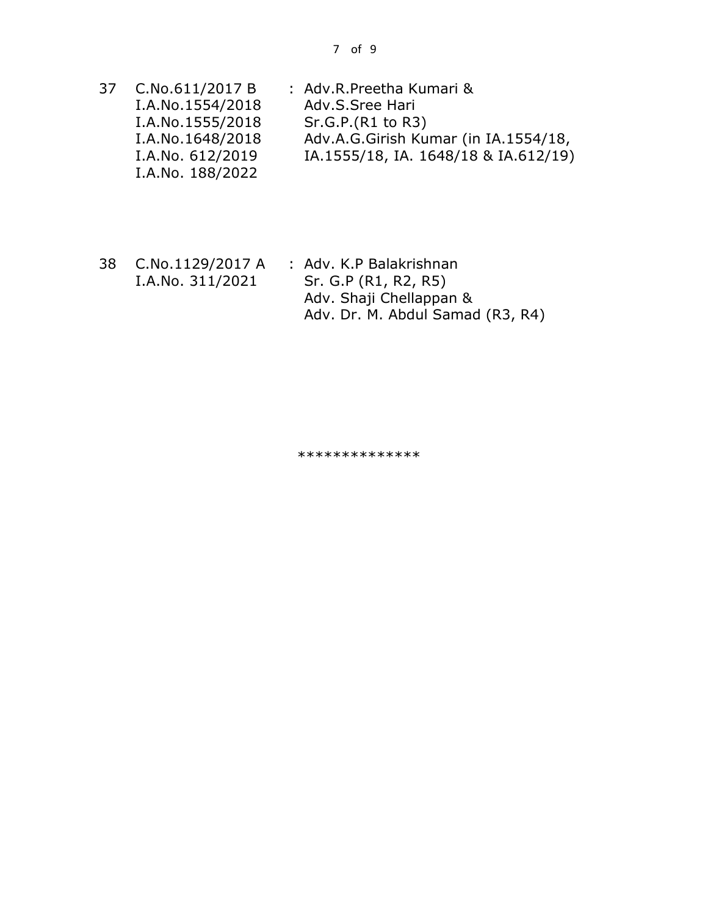| | | | |
|---|---|---|---|
| 37 | C.No.611/2017 B<br>I.A.No.1554/2018<br>I.A.No.1555/2018<br>I.A.No.1648/2018<br>I.A.No. 612/2019<br>I.A.No. 188/2022 | : | Adv.R.Preetha Kumari &<br>Adv.S.Sree Hari<br>Sr.G.P.(R1 to R3)<br>Adv.A.G.Girish Kumar (in IA.1554/18, IA.1555/18, IA. 1648/18 & IA.612/19) |
| 38 | C.No.1129/2017 A<br>I.A.No. 311/2021 | : | Adv. K.P Balakrishnan<br>Sr. G.P (R1, R2, R5)<br>Adv. Shaji Chellappan &<br>Adv. Dr. M. Abdul Samad (R3, R4) |

**************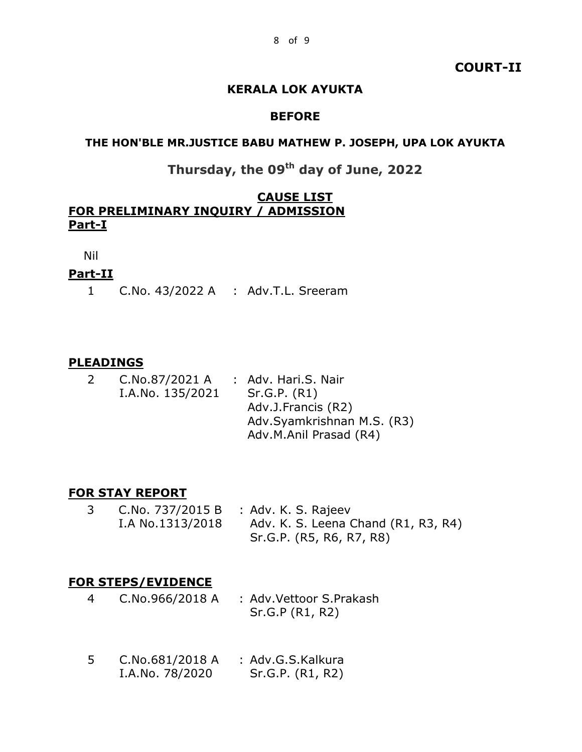**COURT-II**

**KERALA LOK AYUKTA**

**BEFORE**

**THE HON'BLE MR.JUSTICE BABU MATHEW P. JOSEPH, UPA LOK AYUKTA**

**Thursday, the 09th day of June, 2022**

**CAUSE LIST**

**FOR PRELIMINARY INQUIRY / ADMISSION**

**Part-I**

Nil

**Part-II**

| | | | |
|---|---|---|---|
| 1 | C.No. 43/2022 A | : | Adv.T.L. Sreeram |

**PLEADINGS**

| | | | |
|---|---|---|---|
| 2 | C.No.87/2021 A<br>I.A.No. 135/2021 | : | Adv. Hari.S. Nair<br>Sr.G.P. (R1)<br>Adv.J.Francis (R2)<br>Adv.Syamkrishnan M.S. (R3)<br>Adv.M.Anil Prasad (R4) |

**FOR STAY REPORT**

| | | | |
|---|---|---|---|
| 3 | C.No. 737/2015 B<br>I.A No.1313/2018 | : | Adv. K. S. Rajeev<br>Adv. K. S. Leena Chand (R1, R3, R4)<br>Sr.G.P. (R5, R6, R7, R8) |

**FOR STEPS/EVIDENCE**

| | | | |
|---|---|---|---|
| 4 | C.No.966/2018 A | : | Adv.Vettoor S.Prakash<br>Sr.G.P (R1, R2) |
| 5 | C.No.681/2018 A<br>I.A.No. 78/2020 | : | Adv.G.S.Kalkura<br>Sr.G.P. (R1, R2) |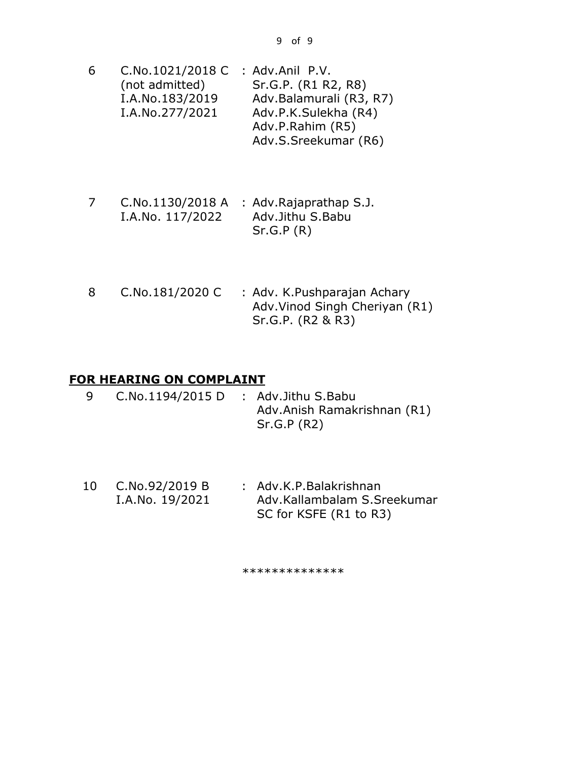| | | | |
|---|---|---|---|
| 6 | C.No.1021/2018 C<br>(not admitted)<br>I.A.No.183/2019<br>I.A.No.277/2021 | : | Adv.Anil P.V.<br>Sr.G.P. (R1 R2, R8)<br>Adv.Balamurali (R3, R7)<br>Adv.P.K.Sulekha (R4)<br>Adv.P.Rahim (R5)<br>Adv.S.Sreekumar (R6) |
| 7 | C.No.1130/2018 A<br>I.A.No. 117/2022 | : | Adv.Rajaprathap S.J.<br>Adv.Jithu S.Babu<br>Sr.G.P (R) |
| 8 | C.No.181/2020 C | : | Adv. K.Pushparajan Achary<br>Adv.Vinod Singh Cheriyan (R1)<br>Sr.G.P. (R2 & R3) |

## **FOR HEARING ON COMPLAINT**

| | | | |
|---|---|---|---|
| 9 | C.No.1194/2015 D | : | Adv.Jithu S.Babu<br>Adv.Anish Ramakrishnan (R1)<br>Sr.G.P (R2) |
| 10 | C.No.92/2019 B<br>I.A.No. 19/2021 | : | Adv.K.P.Balakrishnan<br>Adv.Kallambalam S.Sreekumar<br>SC for KSFE (R1 to R3) |

**************